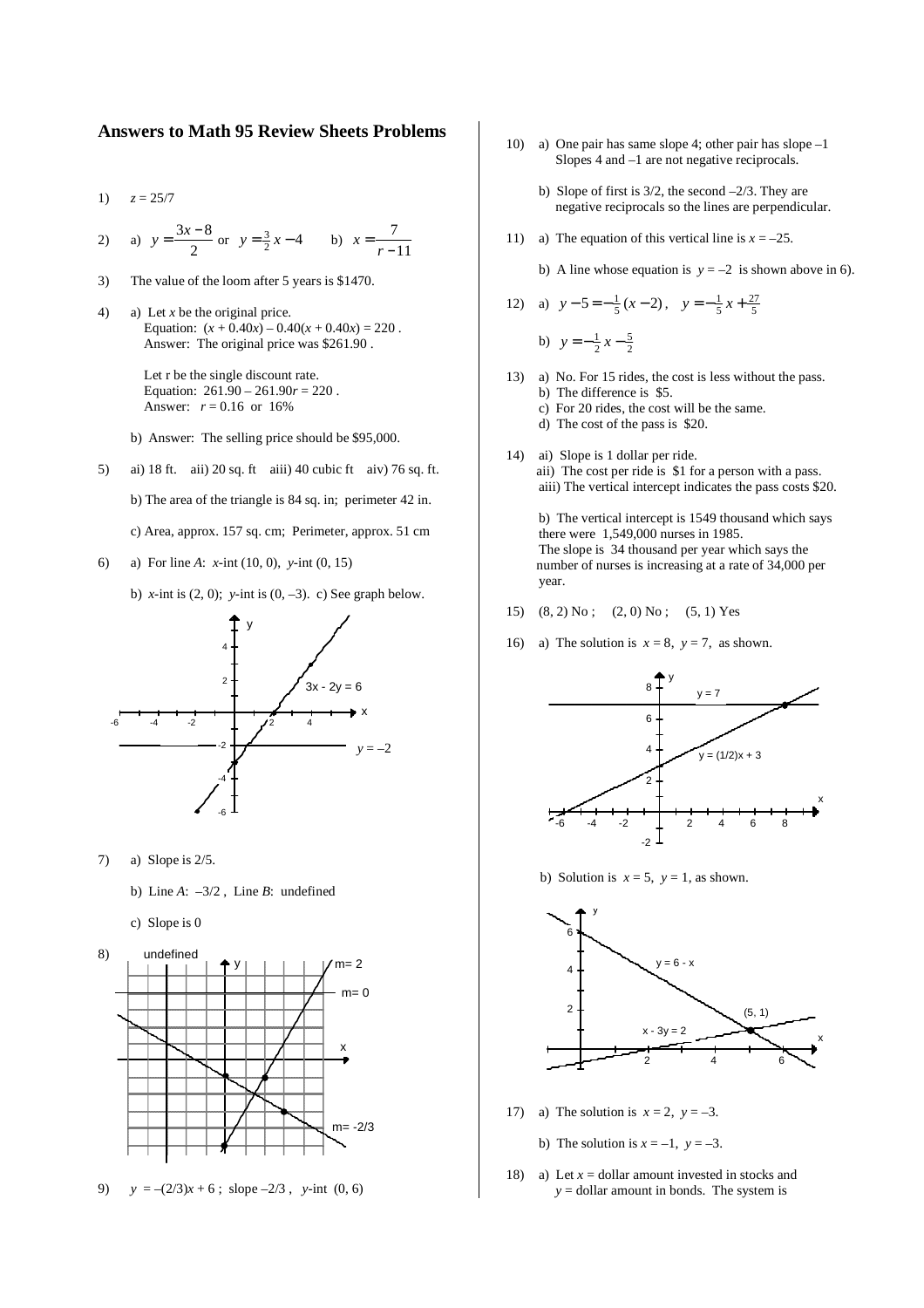## Answers to Math 95 Review Sheets Problems

1) $z = 25/7$

2) a) $y = \dfrac{3x-8}{2}$ or $y = \frac{3}{2}x - 4$  b) $x = \dfrac{7}{r-11}$

3) The value of the loom after 5 years is \$1470.

4) a) Let $x$ be the original price.
   Equation: $(x + 0.40x) - 0.40(x + 0.40x) = 220$ .
   Answer: The original price was \$261.90 .

   Let r be the single discount rate.
   Equation: $261.90 - 261.90r = 220$ .
   Answer: $r = 0.16$ or 16%

   b) Answer: The selling price should be \$95,000.

5) ai) 18 ft. aii) 20 sq. ft aiii) 40 cubic ft aiv) 76 sq. ft.

   b) The area of the triangle is 84 sq. in; perimeter 42 in.

   c) Area, approx. 157 sq. cm; Perimeter, approx. 51 cm

6) a) For line *A*: *x*-int (10, 0), *y*-int (0, 15)

   b) *x*-int is (2, 0); *y*-int is (0, –3). c) See graph below.

7) a) Slope is 2/5.

   b) Line *A*: –3/2 , Line *B*: undefined

   c) Slope is 0

8) undefined; m= 2; m= 0; m= -2/3

9) $y = -(2/3)x + 6$ ; slope $-2/3$ , *y*-int (0, 6)

10) a) One pair has same slope 4; other pair has slope –1
    Slopes 4 and –1 are not negative reciprocals.

    b) Slope of first is 3/2, the second –2/3. They are negative reciprocals so the lines are perpendicular.

11) a) The equation of this vertical line is $x = -25$.

    b) A line whose equation is $y = -2$ is shown above in 6).

12) a) $y - 5 = -\frac{1}{5}(x - 2)$ , $y = -\frac{1}{5}x + \frac{27}{5}$

    b) $y = -\frac{1}{2}x - \frac{5}{2}$

13) a) No. For 15 rides, the cost is less without the pass.
    b) The difference is \$5.
    c) For 20 rides, the cost will be the same.
    d) The cost of the pass is \$20.

14) ai) Slope is 1 dollar per ride.
    aii) The cost per ride is \$1 for a person with a pass.
    aiii) The vertical intercept indicates the pass costs \$20.

    b) The vertical intercept is 1549 thousand which says there were 1,549,000 nurses in 1985.
    The slope is 34 thousand per year which says the number of nurses is increasing at a rate of 34,000 per year.

15) (8, 2) No ; (2, 0) No ; (5, 1) Yes

16) a) The solution is $x = 8$, $y = 7$, as shown.

    b) Solution is $x = 5$, $y = 1$, as shown.

17) a) The solution is $x = 2$, $y = -3$.

    b) The solution is $x = -1$, $y = -3$.

18) a) Let $x$ = dollar amount invested in stocks and $y$ = dollar amount in bonds. The system is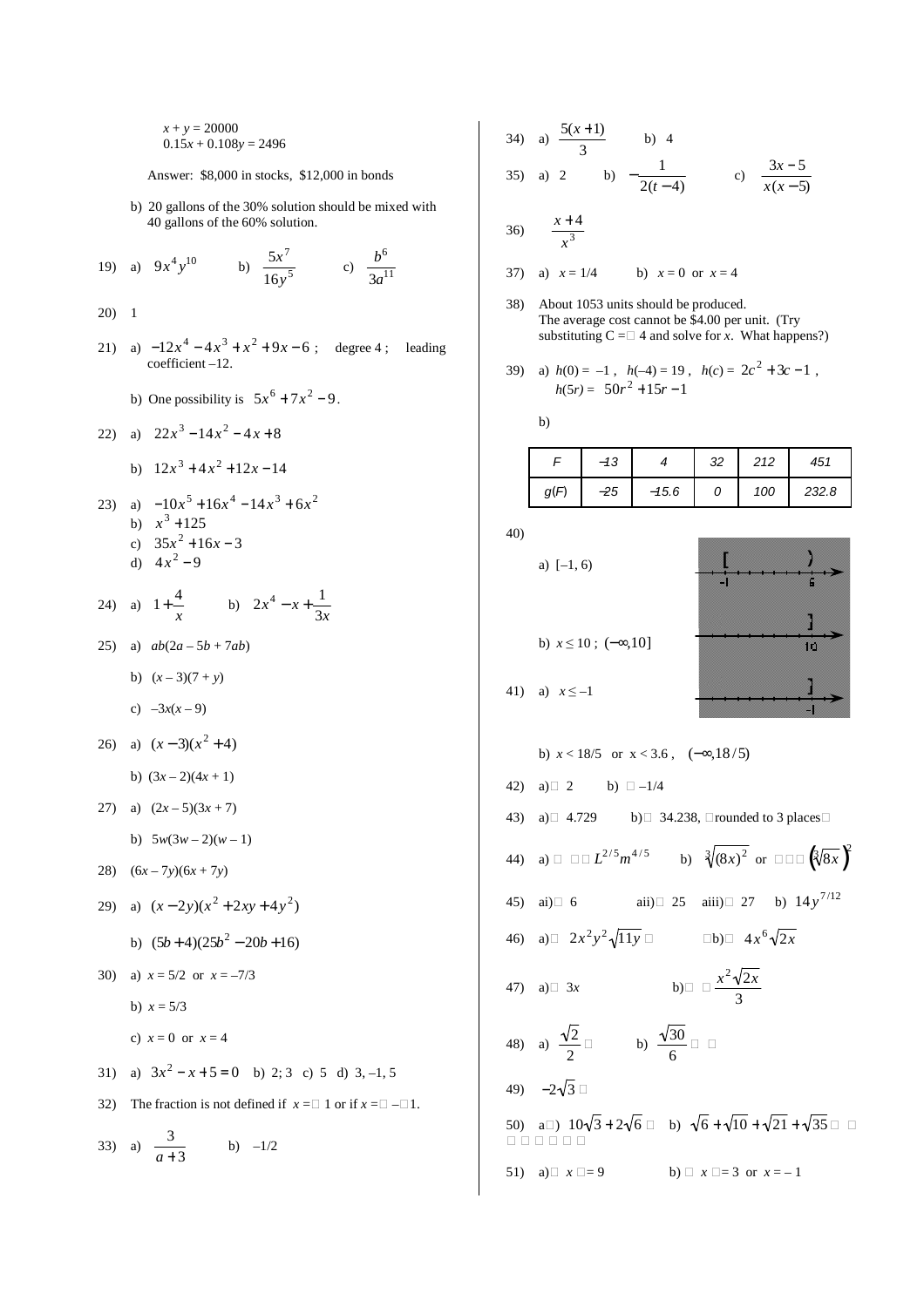$x + y = 20000$
$0.15x + 0.108y = 2496$

Answer: \$8,000 in stocks, \$12,000 in bonds

b) 20 gallons of the 30% solution should be mixed with 40 gallons of the 60% solution.

19) a) $9x^4y^{10}$ b) $\dfrac{5x^7}{16y^5}$ c) $\dfrac{b^6}{3a^{11}}$

20) 1

21) a) $-12x^4 - 4x^3 + x^2 + 9x - 6$ ; degree 4 ; leading coefficient –12.

b) One possibility is $5x^6 + 7x^2 - 9$.

22) a) $22x^3 - 14x^2 - 4x + 8$

b) $12x^3 + 4x^2 + 12x - 14$

23) a) $-10x^5 + 16x^4 - 14x^3 + 6x^2$
b) $x^3 + 125$
c) $35x^2 + 16x - 3$
d) $4x^2 - 9$

24) a) $1 + \dfrac{4}{x}$ b) $2x^4 - x + \dfrac{1}{3x}$

25) a) $ab(2a - 5b + 7ab)$

b) $(x - 3)(7 + y)$

c) $-3x(x - 9)$

26) a) $(x - 3)(x^2 + 4)$

b) $(3x - 2)(4x + 1)$

27) a) $(2x - 5)(3x + 7)$

b) $5w(3w - 2)(w - 1)$

28) $(6x - 7y)(6x + 7y)$

29) a) $(x - 2y)(x^2 + 2xy + 4y^2)$

b) $(5b + 4)(25b^2 - 20b + 16)$

30) a) $x = 5/2$ or $x = -7/3$

b) $x = 5/3$

c) $x = 0$ or $x = 4$

31) a) $3x^2 - x + 5 = 0$ b) 2; 3 c) 5 d) 3, –1, 5

32) The fraction is not defined if $x = 1$ or if $x = -1$.

33) a) $\dfrac{3}{a+3}$ b) –1/2

34) a) $\dfrac{5(x+1)}{3}$ b) 4

35) a) 2 b) $-\dfrac{1}{2(t-4)}$ c) $\dfrac{3x-5}{x(x-5)}$

36) $\dfrac{x+4}{x^3}$

37) a) $x = 1/4$ b) $x = 0$ or $x = 4$

38) About 1053 units should be produced.
The average cost cannot be \$4.00 per unit. (Try substituting C = 4 and solve for $x$. What happens?)

39) a) $h(0) = -1$ , $h(-4) = 19$ , $h(c) = 2c^2 + 3c - 1$ , $h(5r) = 50r^2 + 15r - 1$

b)

| $F$ | –13 | 4 | 32 | 212 | 451 |
|---|---|---|---|---|---|
| $g(F)$ | –25 | –15.6 | 0 | 100 | 232.8 |

40)

a) [–1, 6)

b) $x \le 10$ ; $(-\infty, 10]$

41) a) $x \le -1$

b) $x < 18/5$ or $x < 3.6$ , $(-\infty, 18/5)$

42) a) 2 b) –1/4

43) a) 4.729 b) 34.238, (rounded to 3 places)

44) a) $L^{2/5}m^{4/5}$ b) $\sqrt[3]{(8x)^2}$ or $\left(\sqrt[3]{8x}\right)^2$

45) ai) 6 aii) 25 aiii) 27 b) $14y^{7/12}$

46) a) $2x^2y^2\sqrt{11y}$ b) $4x^6\sqrt{2x}$

47) a) $3x$ b) $\dfrac{x^2\sqrt{2x}}{3}$

48) a) $\dfrac{\sqrt{2}}{2}$ b) $\dfrac{\sqrt{30}}{6}$

49) $-2\sqrt{3}$

50) a) $10\sqrt{3} + 2\sqrt{6}$ b) $\sqrt{6} + \sqrt{10} + \sqrt{21} + \sqrt{35}$

51) a) $x = 9$ b) $x = 3$ or $x = -1$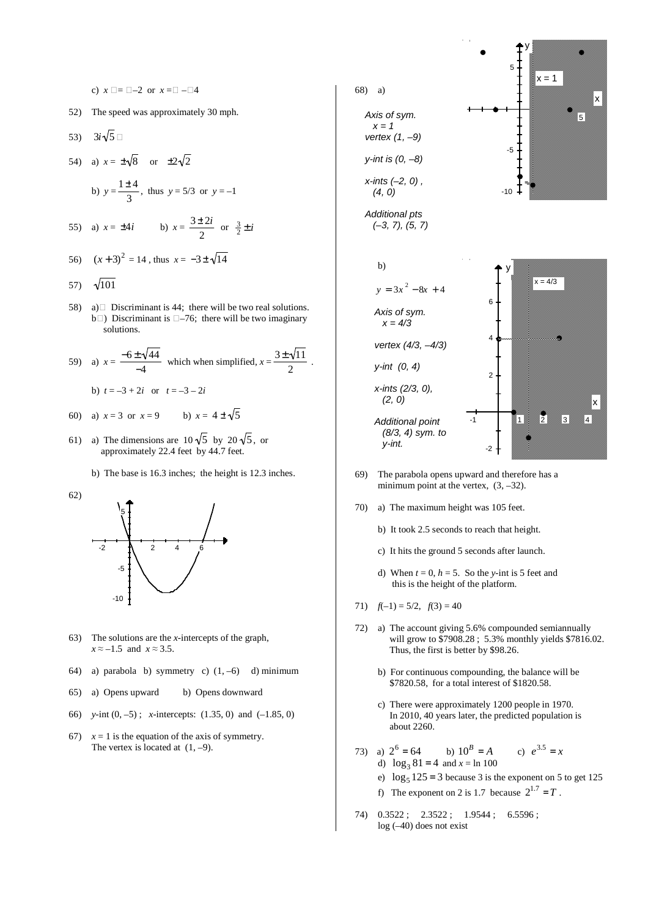c) $x = -2$ or $x = -4$

52) The speed was approximately 30 mph.

53) $3i\sqrt{5}$

54) a) $x = \pm\sqrt{8}$ or $\pm 2\sqrt{2}$

b) $y = \dfrac{1 \pm 4}{3}$, thus $y = 5/3$ or $y = -1$

55) a) $x = \pm 4i$ b) $x = \dfrac{3 \pm 2i}{2}$ or $\frac{3}{2} \pm i$

56) $(x+3)^2 = 14$, thus $x = -3 \pm \sqrt{14}$

57) $\sqrt{101}$

58) a) Discriminant is 44; there will be two real solutions.
b) Discriminant is –76; there will be two imaginary solutions.

59) a) $x = \dfrac{-6 \pm \sqrt{44}}{-4}$ which when simplified, $x = \dfrac{3 \pm \sqrt{11}}{2}$.

b) $t = -3 + 2i$ or $t = -3 - 2i$

60) a) $x = 3$ or $x = 9$ b) $x = 4 \pm \sqrt{5}$

61) a) The dimensions are $10\sqrt{5}$ by $20\sqrt{5}$, or approximately 22.4 feet by 44.7 feet.

b) The base is 16.3 inches; the height is 12.3 inches.

62)

5
-2
2
4
6
-5
-10

63) The solutions are the $x$-intercepts of the graph, $x \approx -1.5$ and $x \approx 3.5$.

64) a) parabola b) symmetry c) (1, –6) d) minimum

65) a) Opens upward b) Opens downward

66) $y$-int (0, –5) ; $x$-intercepts: (1.35, 0) and (–1.85, 0)

67) $x = 1$ is the equation of the axis of symmetry.
The vertex is located at (1, –9).

68) a)

*Axis of sym.*
*x = 1*
*vertex (1, –9)*

*y-int is (0, –8)*

*x-ints (–2, 0) , (4, 0)*

*Additional pts (–3, 7), (5, 7)*

y
5
x = 1
x
5
-5
-10

b)

$y = 3x^2 - 8x + 4$

*Axis of sym.*
*x = 4/3*

*vertex (4/3, –4/3)*

*y-int (0, 4)*

*x-ints (2/3, 0), (2, 0)*

*Additional point (8/3, 4) sym. to y-int.*

y
x = 4/3
6
4
2
x
-1
1
2
3
4
-2

69) The parabola opens upward and therefore has a minimum point at the vertex, (3, –32).

70) a) The maximum height was 105 feet.

b) It took 2.5 seconds to reach that height.

c) It hits the ground 5 seconds after launch.

d) When $t = 0$, $h = 5$. So the $y$-int is 5 feet and this is the height of the platform.

71) $f(-1) = 5/2$, $f(3) = 40$

72) a) The account giving 5.6% compounded semiannually will grow to \$7908.28 ; 5.3% monthly yields \$7816.02. Thus, the first is better by \$98.26.

b) For continuous compounding, the balance will be \$7820.58, for a total interest of \$1820.58.

c) There were approximately 1200 people in 1970. In 2010, 40 years later, the predicted population is about 2260.

73) a) $2^6 = 64$ b) $10^B = A$ c) $e^{3.5} = x$
d) $\log_3 81 = 4$ and $x = \ln 100$
e) $\log_5 125 = 3$ because 3 is the exponent on 5 to get 125
f) The exponent on 2 is 1.7 because $2^{1.7} = T$.

74) 0.3522 ; 2.3522 ; 1.9544 ; 6.5596 ;
log (–40) does not exist